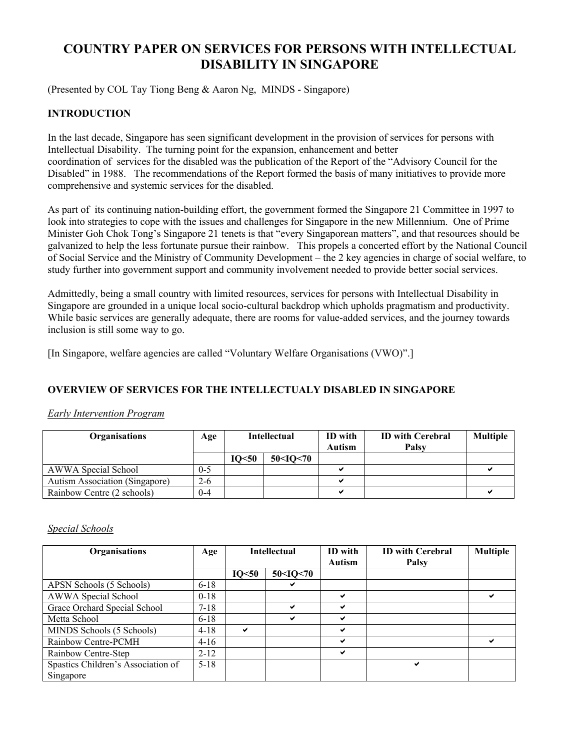# COUNTRY PAPER ON SERVICES FOR PERSONS WITH INTELLECTUAL DISABILITY IN SINGAPORE

(Presented by COL Tay Tiong Beng & Aaron Ng, MINDS - Singapore)

## INTRODUCTION

In the last decade, Singapore has seen significant development in the provision of services for persons with Intellectual Disability. The turning point for the expansion, enhancement and better coordination of services for the disabled was the publication of the Report of the "Advisory Council for the Disabled" in 1988. The recommendations of the Report formed the basis of many initiatives to provide more comprehensive and systemic services for the disabled.

As part of its continuing nation-building effort, the government formed the Singapore 21 Committee in 1997 to look into strategies to cope with the issues and challenges for Singapore in the new Millennium. One of Prime Minister Goh Chok Tong's Singapore 21 tenets is that "every Singaporean matters", and that resources should be galvanized to help the less fortunate pursue their rainbow. This propels a concerted effort by the National Council of Social Service and the Ministry of Community Development – the 2 key agencies in charge of social welfare, to study further into government support and community involvement needed to provide better social services.

Admittedly, being a small country with limited resources, services for persons with Intellectual Disability in Singapore are grounded in a unique local socio-cultural backdrop which upholds pragmatism and productivity. While basic services are generally adequate, there are rooms for value-added services, and the journey towards inclusion is still some way to go.

[In Singapore, welfare agencies are called "Voluntary Welfare Organisations (VWO)".]

## OVERVIEW OF SERVICES FOR THE INTELLECTUALY DISABLED IN SINGAPORE

*Early Intervention Program*

| Organisations | Age | Intellectual | | ID with Autism | ID with Cerebral Palsy | Multiple |
|---|---|---|---|---|---|---|
| | | IQ<50 | 50<IQ<70 | | | |
| AWWA Special School | 0-5 | | | ✔ | | ✔ |
| Autism Association (Singapore) | 2-6 | | | ✔ | | |
| Rainbow Centre (2 schools) | 0-4 | | | ✔ | | ✔ |

*Special Schools*

| Organisations | Age | Intellectual | | ID with Autism | ID with Cerebral Palsy | Multiple |
|---|---|---|---|---|---|---|
| | | IQ<50 | 50<IQ<70 | | | |
| APSN Schools (5 Schools) | 6-18 | | ✔ | | | |
| AWWA Special School | 0-18 | | | ✔ | | ✔ |
| Grace Orchard Special School | 7-18 | | ✔ | ✔ | | |
| Metta School | 6-18 | | ✔ | ✔ | | |
| MINDS Schools (5 Schools) | 4-18 | ✔ | | ✔ | | |
| Rainbow Centre-PCMH | 4-16 | | | ✔ | | ✔ |
| Rainbow Centre-Step | 2-12 | | | ✔ | | |
| Spastics Children's Association of Singapore | 5-18 | | | | ✔ | |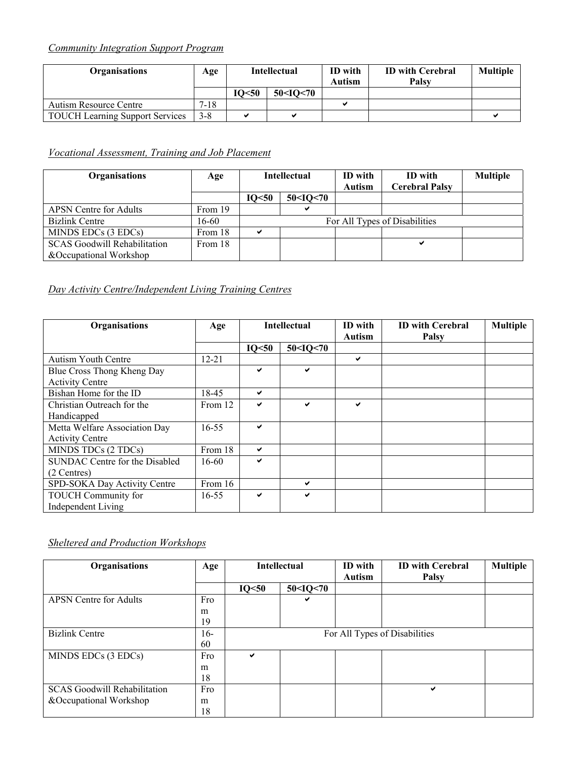*Community Integration Support Program*

| Organisations | Age | Intellectual | | ID with Autism | ID with Cerebral Palsy | Multiple |
|---|---|---|---|---|---|---|
| | | IQ<50 | 50<IQ<70 | | | |
| Autism Resource Centre | 7-18 | | | ✔ | | |
| TOUCH Learning Support Services | 3-8 | ✔ | ✔ | | | ✔ |

*Vocational Assessment, Training and Job Placement*

| Organisations | Age | Intellectual | | ID with Autism | ID with Cerebral Palsy | Multiple |
|---|---|---|---|---|---|---|
| | | IQ<50 | 50<IQ<70 | | | |
| APSN Centre for Adults | From 19 | | ✔ | | | |
| Bizlink Centre | 16-60 | For All Types of Disabilities | | | | |
| MINDS EDCs (3 EDCs) | From 18 | ✔ | | | | |
| SCAS Goodwill Rehabilitation &Occupational Workshop | From 18 | | | | ✔ | |

*Day Activity Centre/Independent Living Training Centres*

| Organisations | Age | Intellectual | | ID with Autism | ID with Cerebral Palsy | Multiple |
|---|---|---|---|---|---|---|
| | | IQ<50 | 50<IQ<70 | | | |
| Autism Youth Centre | 12-21 | | | ✔ | | |
| Blue Cross Thong Kheng Day Activity Centre | | ✔ | ✔ | | | |
| Bishan Home for the ID | 18-45 | ✔ | | | | |
| Christian Outreach for the Handicapped | From 12 | ✔ | ✔ | ✔ | | |
| Metta Welfare Association Day Activity Centre | 16-55 | ✔ | | | | |
| MINDS TDCs (2 TDCs) | From 18 | ✔ | | | | |
| SUNDAC Centre for the Disabled (2 Centres) | 16-60 | ✔ | | | | |
| SPD-SOKA Day Activity Centre | From 16 | | ✔ | | | |
| TOUCH Community for Independent Living | 16-55 | ✔ | ✔ | | | |

*Sheltered and Production Workshops*

| Organisations | Age | Intellectual | | ID with Autism | ID with Cerebral Palsy | Multiple |
|---|---|---|---|---|---|---|
| | | IQ<50 | 50<IQ<70 | | | |
| APSN Centre for Adults | From 19 | | ✔ | | | |
| Bizlink Centre | 16-60 | For All Types of Disabilities | | | | |
| MINDS EDCs (3 EDCs) | From 18 | ✔ | | | | |
| SCAS Goodwill Rehabilitation &Occupational Workshop | From 18 | | | | ✔ | |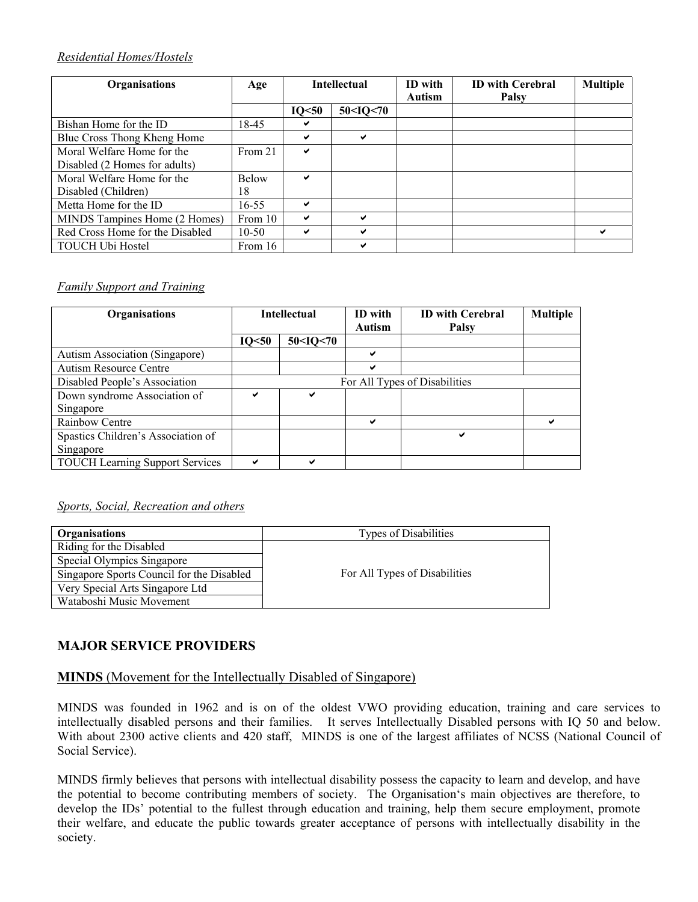*Residential Homes/Hostels*

| Organisations | Age | Intellectual | | ID with Autism | ID with Cerebral Palsy | Multiple |
|---|---|---|---|---|---|---|
| | | IQ<50 | 50<IQ<70 | | | |
| Bishan Home for the ID | 18-45 | ✔ | | | | |
| Blue Cross Thong Kheng Home | | ✔ | ✔ | | | |
| Moral Welfare Home for the Disabled (2 Homes for adults) | From 21 | ✔ | | | | |
| Moral Welfare Home for the Disabled (Children) | Below 18 | ✔ | | | | |
| Metta Home for the ID | 16-55 | ✔ | | | | |
| MINDS Tampines Home (2 Homes) | From 10 | ✔ | ✔ | | | |
| Red Cross Home for the Disabled | 10-50 | ✔ | ✔ | | | ✔ |
| TOUCH Ubi Hostel | From 16 | | ✔ | | | |

*Family Support and Training*

| Organisations | Intellectual | | ID with Autism | ID with Cerebral Palsy | Multiple |
|---|---|---|---|---|---|
| | IQ<50 | 50<IQ<70 | | | |
| Autism Association (Singapore) | | | ✔ | | |
| Autism Resource Centre | | | ✔ | | |
| Disabled People's Association | For All Types of Disabilities | | | | |
| Down syndrome Association of Singapore | ✔ | ✔ | | | |
| Rainbow Centre | | | ✔ | | ✔ |
| Spastics Children's Association of Singapore | | | | ✔ | |
| TOUCH Learning Support Services | ✔ | ✔ | | | |

*Sports, Social, Recreation and others*

| Organisations | Types of Disabilities |
|---|---|
| Riding for the Disabled | For All Types of Disabilities |
| Special Olympics Singapore | |
| Singapore Sports Council for the Disabled | |
| Very Special Arts Singapore Ltd | |
| Wataboshi Music Movement | |

## MAJOR SERVICE PROVIDERS

**MINDS** (Movement for the Intellectually Disabled of Singapore)

MINDS was founded in 1962 and is on of the oldest VWO providing education, training and care services to intellectually disabled persons and their families. It serves Intellectually Disabled persons with IQ 50 and below. With about 2300 active clients and 420 staff, MINDS is one of the largest affiliates of NCSS (National Council of Social Service).

MINDS firmly believes that persons with intellectual disability possess the capacity to learn and develop, and have the potential to become contributing members of society. The Organisation's main objectives are therefore, to develop the IDs' potential to the fullest through education and training, help them secure employment, promote their welfare, and educate the public towards greater acceptance of persons with intellectually disability in the society.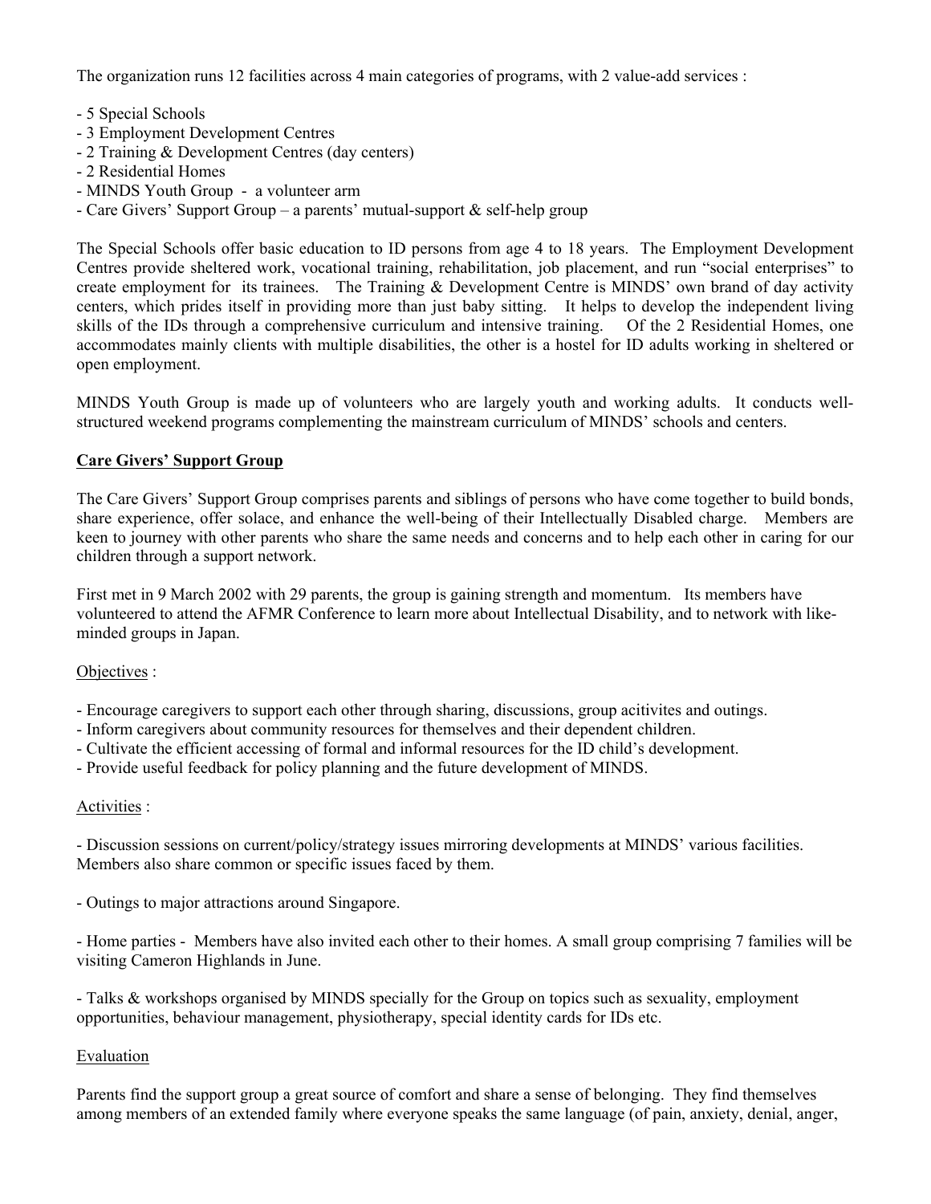The organization runs 12 facilities across 4 main categories of programs, with 2 value-add services :

- 5 Special Schools
- 3 Employment Development Centres
- 2 Training & Development Centres (day centers)
- 2 Residential Homes
- MINDS Youth Group - a volunteer arm
- Care Givers' Support Group – a parents' mutual-support & self-help group

The Special Schools offer basic education to ID persons from age 4 to 18 years. The Employment Development Centres provide sheltered work, vocational training, rehabilitation, job placement, and run "social enterprises" to create employment for its trainees. The Training & Development Centre is MINDS' own brand of day activity centers, which prides itself in providing more than just baby sitting. It helps to develop the independent living skills of the IDs through a comprehensive curriculum and intensive training. Of the 2 Residential Homes, one accommodates mainly clients with multiple disabilities, the other is a hostel for ID adults working in sheltered or open employment.

MINDS Youth Group is made up of volunteers who are largely youth and working adults. It conducts well-structured weekend programs complementing the mainstream curriculum of MINDS' schools and centers.

## Care Givers' Support Group

The Care Givers' Support Group comprises parents and siblings of persons who have come together to build bonds, share experience, offer solace, and enhance the well-being of their Intellectually Disabled charge. Members are keen to journey with other parents who share the same needs and concerns and to help each other in caring for our children through a support network.

First met in 9 March 2002 with 29 parents, the group is gaining strength and momentum. Its members have volunteered to attend the AFMR Conference to learn more about Intellectual Disability, and to network with like-minded groups in Japan.

### Objectives :

- Encourage caregivers to support each other through sharing, discussions, group acitivites and outings.
- Inform caregivers about community resources for themselves and their dependent children.
- Cultivate the efficient accessing of formal and informal resources for the ID child's development.
- Provide useful feedback for policy planning and the future development of MINDS.

### Activities :

- Discussion sessions on current/policy/strategy issues mirroring developments at MINDS' various facilities. Members also share common or specific issues faced by them.

- Outings to major attractions around Singapore.

- Home parties - Members have also invited each other to their homes. A small group comprising 7 families will be visiting Cameron Highlands in June.

- Talks & workshops organised by MINDS specially for the Group on topics such as sexuality, employment opportunities, behaviour management, physiotherapy, special identity cards for IDs etc.

### Evaluation

Parents find the support group a great source of comfort and share a sense of belonging. They find themselves among members of an extended family where everyone speaks the same language (of pain, anxiety, denial, anger,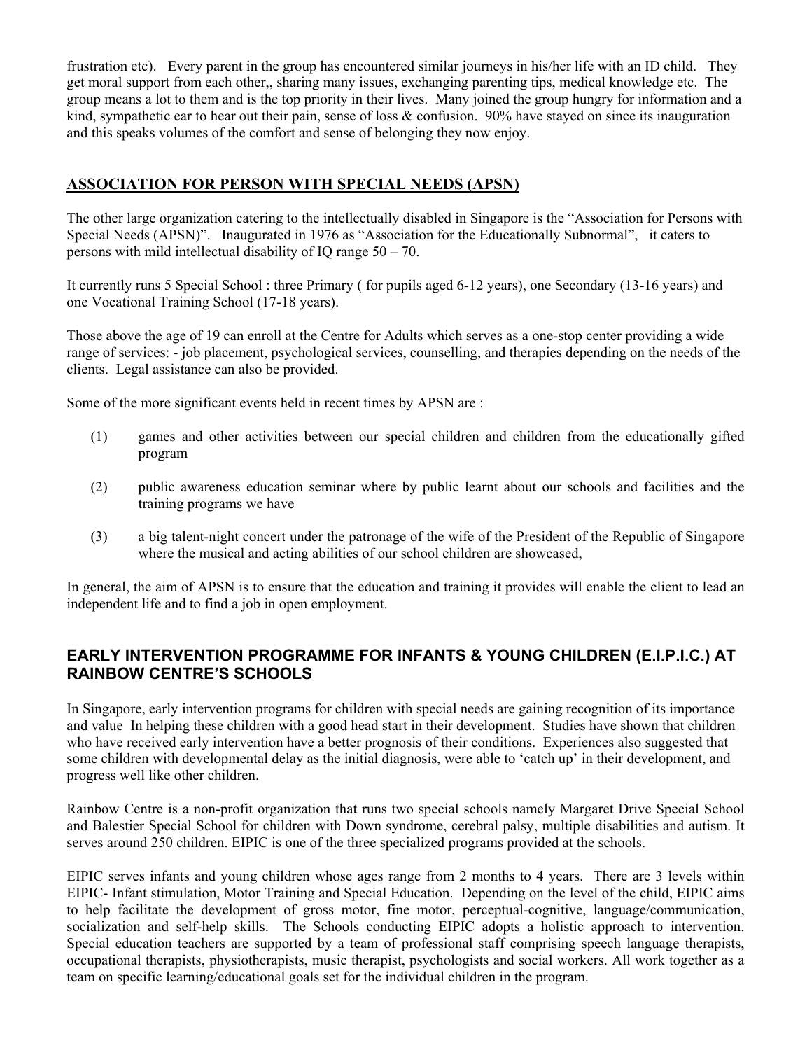frustration etc). Every parent in the group has encountered similar journeys in his/her life with an ID child. They get moral support from each other,, sharing many issues, exchanging parenting tips, medical knowledge etc. The group means a lot to them and is the top priority in their lives. Many joined the group hungry for information and a kind, sympathetic ear to hear out their pain, sense of loss & confusion. 90% have stayed on since its inauguration and this speaks volumes of the comfort and sense of belonging they now enjoy.

## ASSOCIATION FOR PERSON WITH SPECIAL NEEDS (APSN)

The other large organization catering to the intellectually disabled in Singapore is the "Association for Persons with Special Needs (APSN)". Inaugurated in 1976 as "Association for the Educationally Subnormal", it caters to persons with mild intellectual disability of IQ range 50 – 70.

It currently runs 5 Special School : three Primary ( for pupils aged 6-12 years), one Secondary (13-16 years) and one Vocational Training School (17-18 years).

Those above the age of 19 can enroll at the Centre for Adults which serves as a one-stop center providing a wide range of services: - job placement, psychological services, counselling, and therapies depending on the needs of the clients. Legal assistance can also be provided.

Some of the more significant events held in recent times by APSN are :

(1) games and other activities between our special children and children from the educationally gifted program

(2) public awareness education seminar where by public learnt about our schools and facilities and the training programs we have

(3) a big talent-night concert under the patronage of the wife of the President of the Republic of Singapore where the musical and acting abilities of our school children are showcased,

In general, the aim of APSN is to ensure that the education and training it provides will enable the client to lead an independent life and to find a job in open employment.

## EARLY INTERVENTION PROGRAMME FOR INFANTS & YOUNG CHILDREN (E.I.P.I.C.) AT RAINBOW CENTRE'S SCHOOLS

In Singapore, early intervention programs for children with special needs are gaining recognition of its importance and value In helping these children with a good head start in their development. Studies have shown that children who have received early intervention have a better prognosis of their conditions. Experiences also suggested that some children with developmental delay as the initial diagnosis, were able to 'catch up' in their development, and progress well like other children.

Rainbow Centre is a non-profit organization that runs two special schools namely Margaret Drive Special School and Balestier Special School for children with Down syndrome, cerebral palsy, multiple disabilities and autism. It serves around 250 children. EIPIC is one of the three specialized programs provided at the schools.

EIPIC serves infants and young children whose ages range from 2 months to 4 years. There are 3 levels within EIPIC- Infant stimulation, Motor Training and Special Education. Depending on the level of the child, EIPIC aims to help facilitate the development of gross motor, fine motor, perceptual-cognitive, language/communication, socialization and self-help skills. The Schools conducting EIPIC adopts a holistic approach to intervention. Special education teachers are supported by a team of professional staff comprising speech language therapists, occupational therapists, physiotherapists, music therapist, psychologists and social workers. All work together as a team on specific learning/educational goals set for the individual children in the program.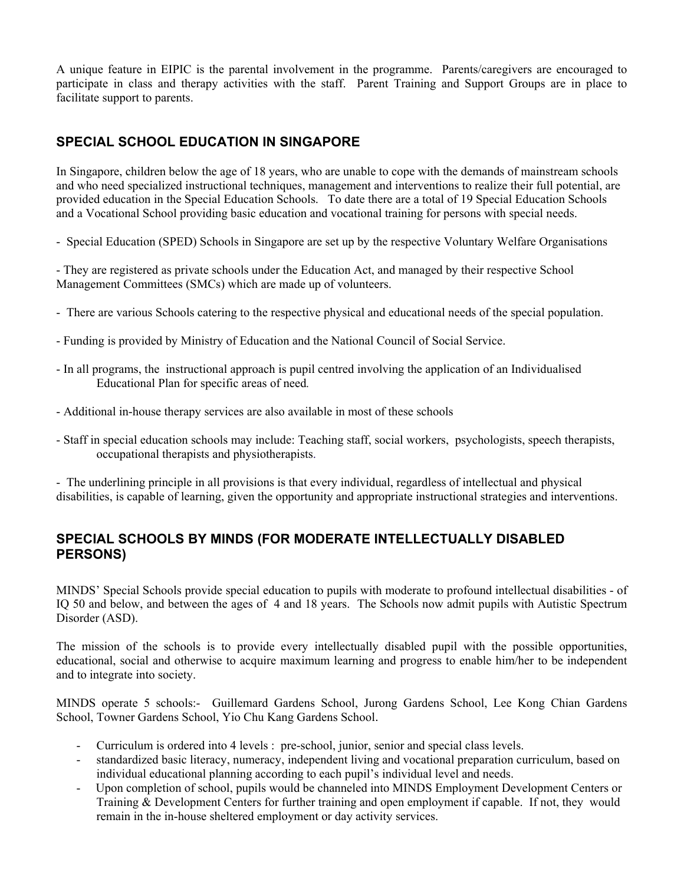A unique feature in EIPIC is the parental involvement in the programme. Parents/caregivers are encouraged to participate in class and therapy activities with the staff. Parent Training and Support Groups are in place to facilitate support to parents.

## SPECIAL SCHOOL EDUCATION IN SINGAPORE

In Singapore, children below the age of 18 years, who are unable to cope with the demands of mainstream schools and who need specialized instructional techniques, management and interventions to realize their full potential, are provided education in the Special Education Schools. To date there are a total of 19 Special Education Schools and a Vocational School providing basic education and vocational training for persons with special needs.

- Special Education (SPED) Schools in Singapore are set up by the respective Voluntary Welfare Organisations

- They are registered as private schools under the Education Act, and managed by their respective School Management Committees (SMCs) which are made up of volunteers.

- There are various Schools catering to the respective physical and educational needs of the special population.

- Funding is provided by Ministry of Education and the National Council of Social Service.

- In all programs, the instructional approach is pupil centred involving the application of an Individualised Educational Plan for specific areas of need.

- Additional in-house therapy services are also available in most of these schools

- Staff in special education schools may include: Teaching staff, social workers, psychologists, speech therapists, occupational therapists and physiotherapists.

- The underlining principle in all provisions is that every individual, regardless of intellectual and physical disabilities, is capable of learning, given the opportunity and appropriate instructional strategies and interventions.

## SPECIAL SCHOOLS BY MINDS (FOR MODERATE INTELLECTUALLY DISABLED PERSONS)

MINDS' Special Schools provide special education to pupils with moderate to profound intellectual disabilities - of IQ 50 and below, and between the ages of 4 and 18 years. The Schools now admit pupils with Autistic Spectrum Disorder (ASD).

The mission of the schools is to provide every intellectually disabled pupil with the possible opportunities, educational, social and otherwise to acquire maximum learning and progress to enable him/her to be independent and to integrate into society.

MINDS operate 5 schools:- Guillemard Gardens School, Jurong Gardens School, Lee Kong Chian Gardens School, Towner Gardens School, Yio Chu Kang Gardens School.

- Curriculum is ordered into 4 levels : pre-school, junior, senior and special class levels.
- standardized basic literacy, numeracy, independent living and vocational preparation curriculum, based on individual educational planning according to each pupil's individual level and needs.
- Upon completion of school, pupils would be channeled into MINDS Employment Development Centers or Training & Development Centers for further training and open employment if capable. If not, they would remain in the in-house sheltered employment or day activity services.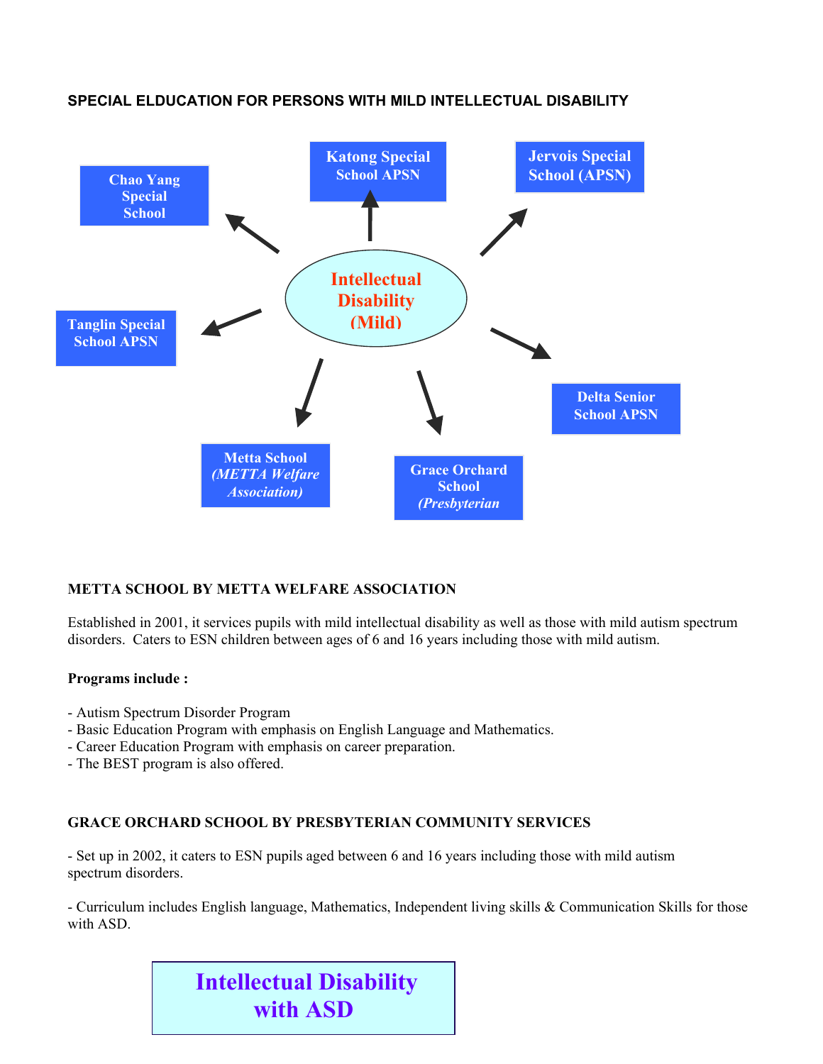**SPECIAL ELDUCATION FOR PERSONS WITH MILD INTELLECTUAL DISABILITY**

Intellectual Disability (Mild)

- Chao Yang Special School
- Katong Special School APSN
- Jervois Special School (APSN)
- Tanglin Special School APSN
- Delta Senior School APSN
- Metta School *(METTA Welfare Association)*
- Grace Orchard School *(Presbyterian*

**METTA SCHOOL BY METTA WELFARE ASSOCIATION**

Established in 2001, it services pupils with mild intellectual disability as well as those with mild autism spectrum disorders. Caters to ESN children between ages of 6 and 16 years including those with mild autism.

**Programs include :**

- Autism Spectrum Disorder Program
- Basic Education Program with emphasis on English Language and Mathematics.
- Career Education Program with emphasis on career preparation.
- The BEST program is also offered.

**GRACE ORCHARD SCHOOL BY PRESBYTERIAN COMMUNITY SERVICES**

- Set up in 2002, it caters to ESN pupils aged between 6 and 16 years including those with mild autism spectrum disorders.

- Curriculum includes English language, Mathematics, Independent living skills & Communication Skills for those with ASD.

**Intellectual Disability with ASD**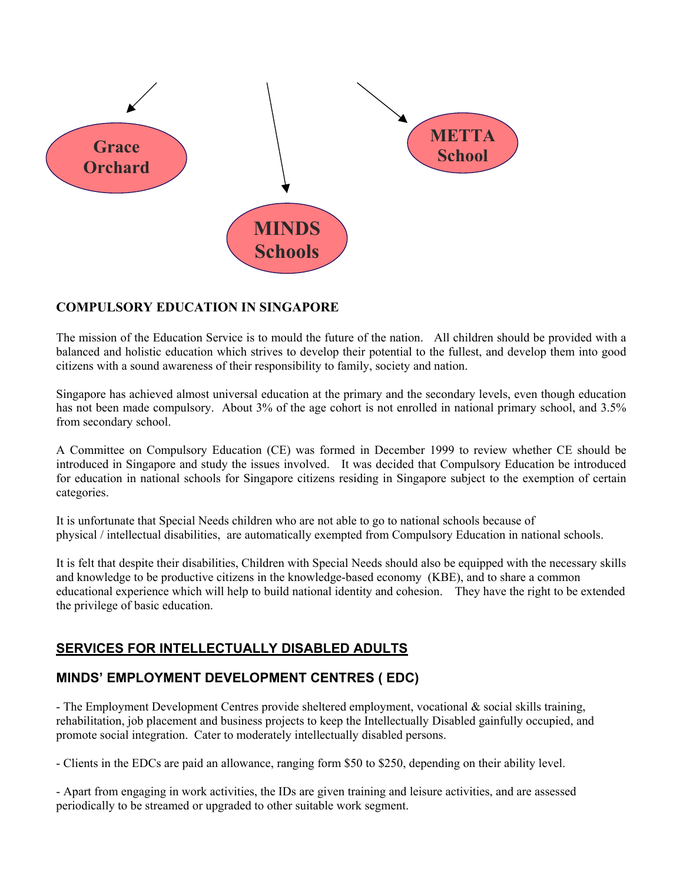Grace Orchard

MINDS Schools

METTA School

**COMPULSORY EDUCATION IN SINGAPORE**

The mission of the Education Service is to mould the future of the nation. All children should be provided with a balanced and holistic education which strives to develop their potential to the fullest, and develop them into good citizens with a sound awareness of their responsibility to family, society and nation.

Singapore has achieved almost universal education at the primary and the secondary levels, even though education has not been made compulsory. About 3% of the age cohort is not enrolled in national primary school, and 3.5% from secondary school.

A Committee on Compulsory Education (CE) was formed in December 1999 to review whether CE should be introduced in Singapore and study the issues involved. It was decided that Compulsory Education be introduced for education in national schools for Singapore citizens residing in Singapore subject to the exemption of certain categories.

It is unfortunate that Special Needs children who are not able to go to national schools because of physical / intellectual disabilities, are automatically exempted from Compulsory Education in national schools.

It is felt that despite their disabilities, Children with Special Needs should also be equipped with the necessary skills and knowledge to be productive citizens in the knowledge-based economy (KBE), and to share a common educational experience which will help to build national identity and cohesion. They have the right to be extended the privilege of basic education.

## SERVICES FOR INTELLECTUALLY DISABLED ADULTS

### MINDS' EMPLOYMENT DEVELOPMENT CENTRES ( EDC)

- The Employment Development Centres provide sheltered employment, vocational & social skills training, rehabilitation, job placement and business projects to keep the Intellectually Disabled gainfully occupied, and promote social integration. Cater to moderately intellectually disabled persons.

- Clients in the EDCs are paid an allowance, ranging form $50 to $250, depending on their ability level.

- Apart from engaging in work activities, the IDs are given training and leisure activities, and are assessed periodically to be streamed or upgraded to other suitable work segment.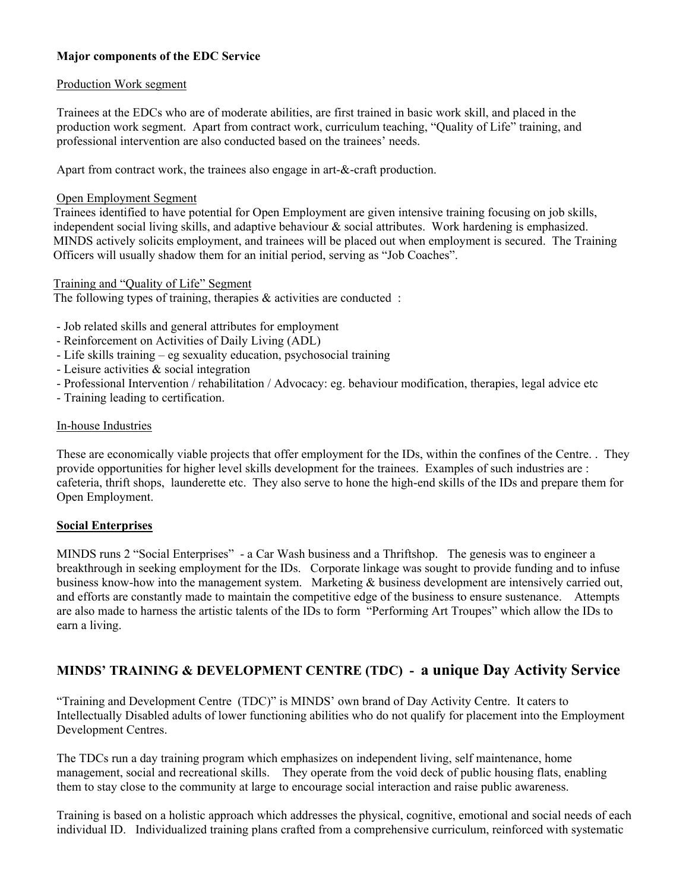**Major components of the EDC Service**

Production Work segment

Trainees at the EDCs who are of moderate abilities, are first trained in basic work skill, and placed in the production work segment. Apart from contract work, curriculum teaching, "Quality of Life" training, and professional intervention are also conducted based on the trainees' needs.

Apart from contract work, the trainees also engage in art-&-craft production.

Open Employment Segment

Trainees identified to have potential for Open Employment are given intensive training focusing on job skills, independent social living skills, and adaptive behaviour & social attributes. Work hardening is emphasized. MINDS actively solicits employment, and trainees will be placed out when employment is secured. The Training Officers will usually shadow them for an initial period, serving as "Job Coaches".

Training and "Quality of Life" Segment

The following types of training, therapies & activities are conducted :

- Job related skills and general attributes for employment
- Reinforcement on Activities of Daily Living (ADL)
- Life skills training – eg sexuality education, psychosocial training
- Leisure activities & social integration
- Professional Intervention / rehabilitation / Advocacy: eg. behaviour modification, therapies, legal advice etc
- Training leading to certification.

In-house Industries

These are economically viable projects that offer employment for the IDs, within the confines of the Centre. . They provide opportunities for higher level skills development for the trainees. Examples of such industries are : cafeteria, thrift shops, launderette etc. They also serve to hone the high-end skills of the IDs and prepare them for Open Employment.

**Social Enterprises**

MINDS runs 2 "Social Enterprises" - a Car Wash business and a Thriftshop. The genesis was to engineer a breakthrough in seeking employment for the IDs. Corporate linkage was sought to provide funding and to infuse business know-how into the management system. Marketing & business development are intensively carried out, and efforts are constantly made to maintain the competitive edge of the business to ensure sustenance. Attempts are also made to harness the artistic talents of the IDs to form "Performing Art Troupes" which allow the IDs to earn a living.

## MINDS' TRAINING & DEVELOPMENT CENTRE (TDC) - a unique Day Activity Service

"Training and Development Centre (TDC)" is MINDS' own brand of Day Activity Centre. It caters to Intellectually Disabled adults of lower functioning abilities who do not qualify for placement into the Employment Development Centres.

The TDCs run a day training program which emphasizes on independent living, self maintenance, home management, social and recreational skills. They operate from the void deck of public housing flats, enabling them to stay close to the community at large to encourage social interaction and raise public awareness.

Training is based on a holistic approach which addresses the physical, cognitive, emotional and social needs of each individual ID. Individualized training plans crafted from a comprehensive curriculum, reinforced with systematic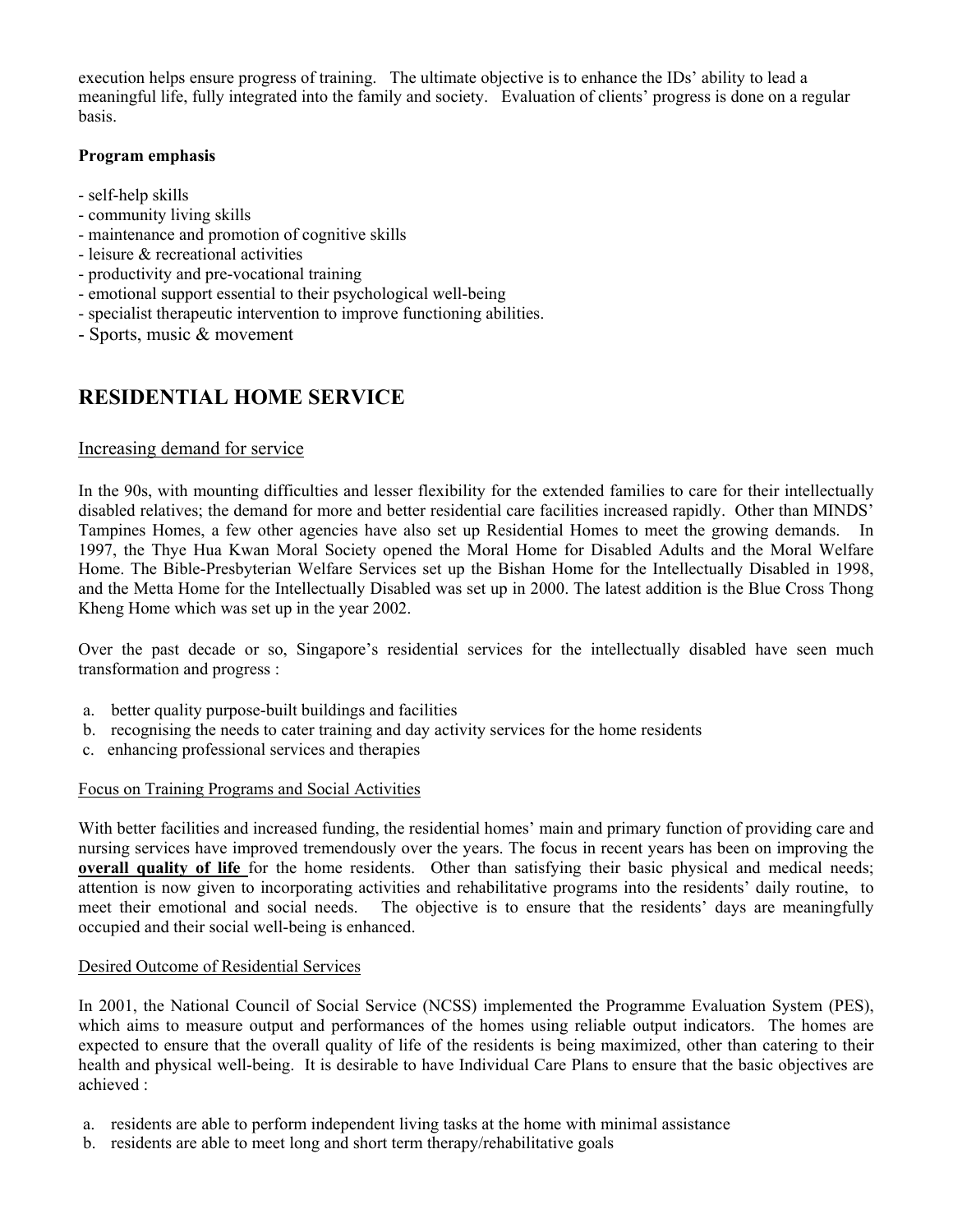execution helps ensure progress of training. The ultimate objective is to enhance the IDs' ability to lead a meaningful life, fully integrated into the family and society. Evaluation of clients' progress is done on a regular basis.

**Program emphasis**

- self-help skills
- community living skills
- maintenance and promotion of cognitive skills
- leisure & recreational activities
- productivity and pre-vocational training
- emotional support essential to their psychological well-being
- specialist therapeutic intervention to improve functioning abilities.
- Sports, music & movement

## RESIDENTIAL HOME SERVICE

Increasing demand for service

In the 90s, with mounting difficulties and lesser flexibility for the extended families to care for their intellectually disabled relatives; the demand for more and better residential care facilities increased rapidly. Other than MINDS' Tampines Homes, a few other agencies have also set up Residential Homes to meet the growing demands. In 1997, the Thye Hua Kwan Moral Society opened the Moral Home for Disabled Adults and the Moral Welfare Home. The Bible-Presbyterian Welfare Services set up the Bishan Home for the Intellectually Disabled in 1998, and the Metta Home for the Intellectually Disabled was set up in 2000. The latest addition is the Blue Cross Thong Kheng Home which was set up in the year 2002.

Over the past decade or so, Singapore's residential services for the intellectually disabled have seen much transformation and progress :

a. better quality purpose-built buildings and facilities
b. recognising the needs to cater training and day activity services for the home residents
c. enhancing professional services and therapies

Focus on Training Programs and Social Activities

With better facilities and increased funding, the residential homes' main and primary function of providing care and nursing services have improved tremendously over the years. The focus in recent years has been on improving the **overall quality of life** for the home residents. Other than satisfying their basic physical and medical needs; attention is now given to incorporating activities and rehabilitative programs into the residents' daily routine, to meet their emotional and social needs. The objective is to ensure that the residents' days are meaningfully occupied and their social well-being is enhanced.

Desired Outcome of Residential Services

In 2001, the National Council of Social Service (NCSS) implemented the Programme Evaluation System (PES), which aims to measure output and performances of the homes using reliable output indicators. The homes are expected to ensure that the overall quality of life of the residents is being maximized, other than catering to their health and physical well-being. It is desirable to have Individual Care Plans to ensure that the basic objectives are achieved :

a. residents are able to perform independent living tasks at the home with minimal assistance
b. residents are able to meet long and short term therapy/rehabilitative goals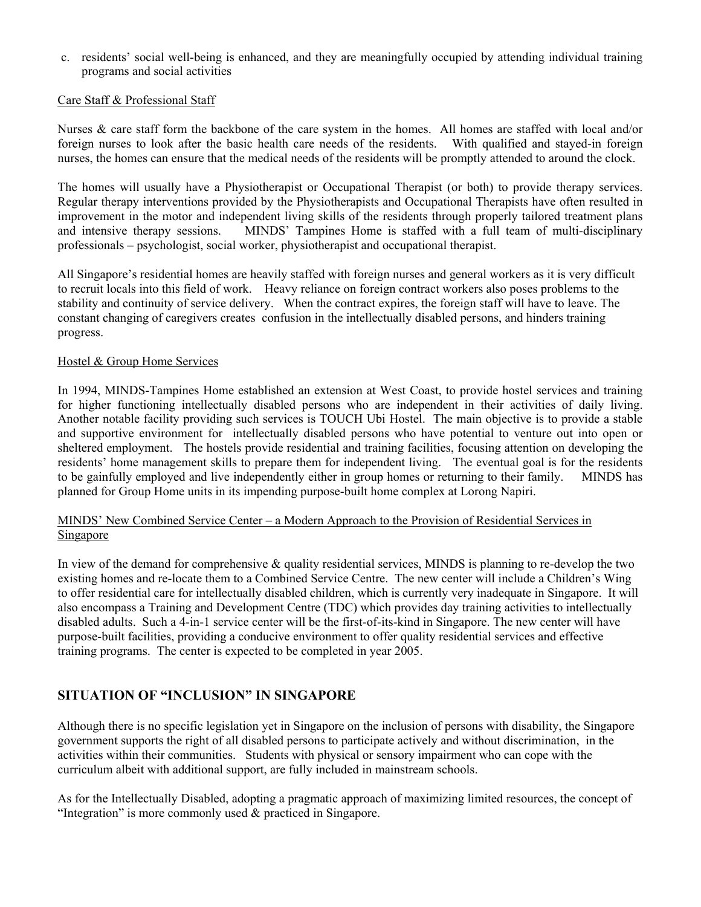c. residents' social well-being is enhanced, and they are meaningfully occupied by attending individual training programs and social activities

Care Staff & Professional Staff

Nurses & care staff form the backbone of the care system in the homes. All homes are staffed with local and/or foreign nurses to look after the basic health care needs of the residents. With qualified and stayed-in foreign nurses, the homes can ensure that the medical needs of the residents will be promptly attended to around the clock.

The homes will usually have a Physiotherapist or Occupational Therapist (or both) to provide therapy services. Regular therapy interventions provided by the Physiotherapists and Occupational Therapists have often resulted in improvement in the motor and independent living skills of the residents through properly tailored treatment plans and intensive therapy sessions. MINDS' Tampines Home is staffed with a full team of multi-disciplinary professionals – psychologist, social worker, physiotherapist and occupational therapist.

All Singapore's residential homes are heavily staffed with foreign nurses and general workers as it is very difficult to recruit locals into this field of work. Heavy reliance on foreign contract workers also poses problems to the stability and continuity of service delivery. When the contract expires, the foreign staff will have to leave. The constant changing of caregivers creates confusion in the intellectually disabled persons, and hinders training progress.

Hostel & Group Home Services

In 1994, MINDS-Tampines Home established an extension at West Coast, to provide hostel services and training for higher functioning intellectually disabled persons who are independent in their activities of daily living. Another notable facility providing such services is TOUCH Ubi Hostel. The main objective is to provide a stable and supportive environment for intellectually disabled persons who have potential to venture out into open or sheltered employment. The hostels provide residential and training facilities, focusing attention on developing the residents' home management skills to prepare them for independent living. The eventual goal is for the residents to be gainfully employed and live independently either in group homes or returning to their family. MINDS has planned for Group Home units in its impending purpose-built home complex at Lorong Napiri.

MINDS' New Combined Service Center – a Modern Approach to the Provision of Residential Services in Singapore

In view of the demand for comprehensive & quality residential services, MINDS is planning to re-develop the two existing homes and re-locate them to a Combined Service Centre. The new center will include a Children's Wing to offer residential care for intellectually disabled children, which is currently very inadequate in Singapore. It will also encompass a Training and Development Centre (TDC) which provides day training activities to intellectually disabled adults. Such a 4-in-1 service center will be the first-of-its-kind in Singapore. The new center will have purpose-built facilities, providing a conducive environment to offer quality residential services and effective training programs. The center is expected to be completed in year 2005.

## SITUATION OF "INCLUSION" IN SINGAPORE

Although there is no specific legislation yet in Singapore on the inclusion of persons with disability, the Singapore government supports the right of all disabled persons to participate actively and without discrimination, in the activities within their communities. Students with physical or sensory impairment who can cope with the curriculum albeit with additional support, are fully included in mainstream schools.

As for the Intellectually Disabled, adopting a pragmatic approach of maximizing limited resources, the concept of "Integration" is more commonly used & practiced in Singapore.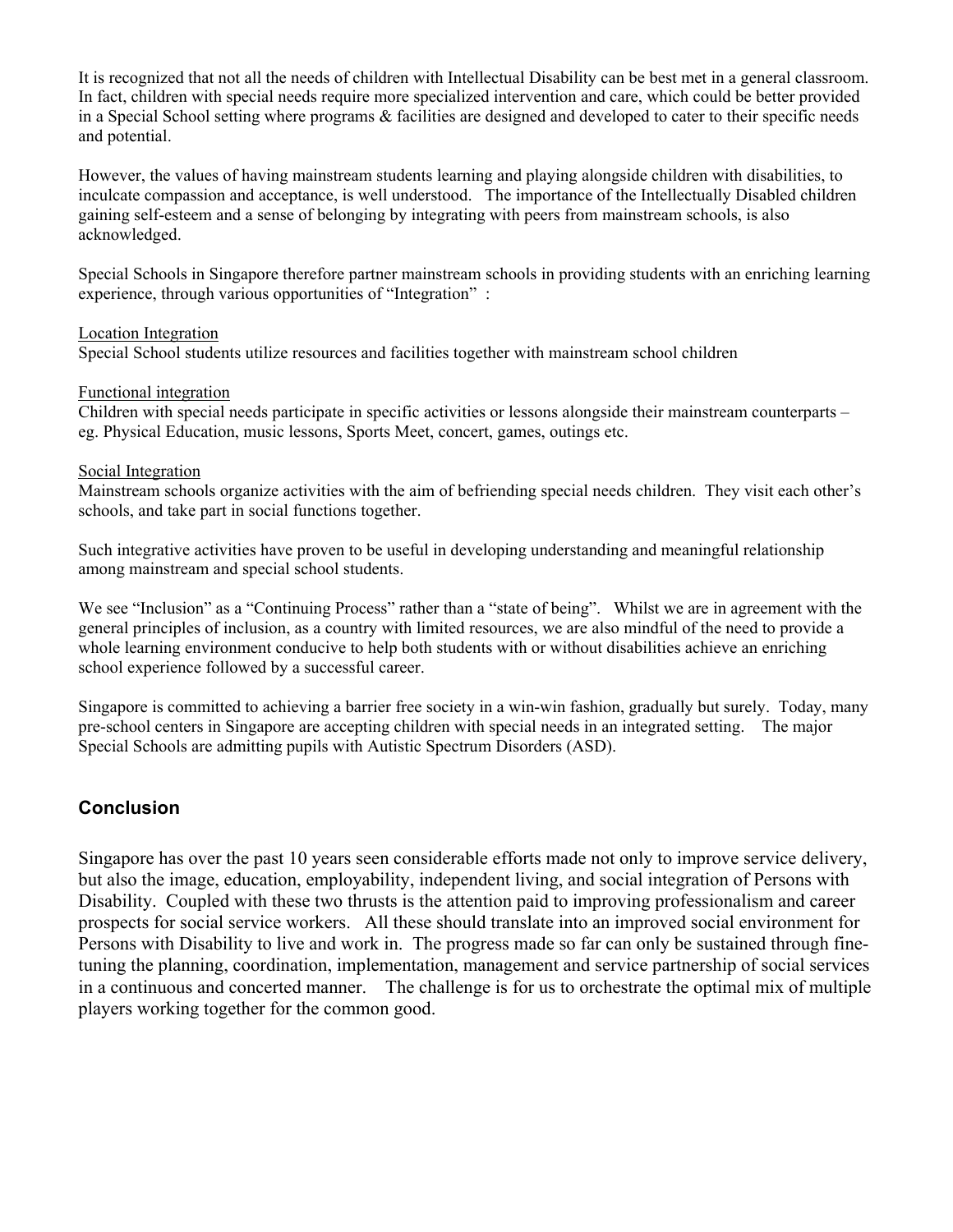It is recognized that not all the needs of children with Intellectual Disability can be best met in a general classroom. In fact, children with special needs require more specialized intervention and care, which could be better provided in a Special School setting where programs & facilities are designed and developed to cater to their specific needs and potential.

However, the values of having mainstream students learning and playing alongside children with disabilities, to inculcate compassion and acceptance, is well understood. The importance of the Intellectually Disabled children gaining self-esteem and a sense of belonging by integrating with peers from mainstream schools, is also acknowledged.

Special Schools in Singapore therefore partner mainstream schools in providing students with an enriching learning experience, through various opportunities of "Integration" :

<u>Location Integration</u>
Special School students utilize resources and facilities together with mainstream school children

<u>Functional integration</u>
Children with special needs participate in specific activities or lessons alongside their mainstream counterparts – eg. Physical Education, music lessons, Sports Meet, concert, games, outings etc.

<u>Social Integration</u>
Mainstream schools organize activities with the aim of befriending special needs children. They visit each other's schools, and take part in social functions together.

Such integrative activities have proven to be useful in developing understanding and meaningful relationship among mainstream and special school students.

We see "Inclusion" as a "Continuing Process" rather than a "state of being". Whilst we are in agreement with the general principles of inclusion, as a country with limited resources, we are also mindful of the need to provide a whole learning environment conducive to help both students with or without disabilities achieve an enriching school experience followed by a successful career.

Singapore is committed to achieving a barrier free society in a win-win fashion, gradually but surely. Today, many pre-school centers in Singapore are accepting children with special needs in an integrated setting. The major Special Schools are admitting pupils with Autistic Spectrum Disorders (ASD).

## Conclusion

Singapore has over the past 10 years seen considerable efforts made not only to improve service delivery, but also the image, education, employability, independent living, and social integration of Persons with Disability. Coupled with these two thrusts is the attention paid to improving professionalism and career prospects for social service workers. All these should translate into an improved social environment for Persons with Disability to live and work in. The progress made so far can only be sustained through fine-tuning the planning, coordination, implementation, management and service partnership of social services in a continuous and concerted manner. The challenge is for us to orchestrate the optimal mix of multiple players working together for the common good.